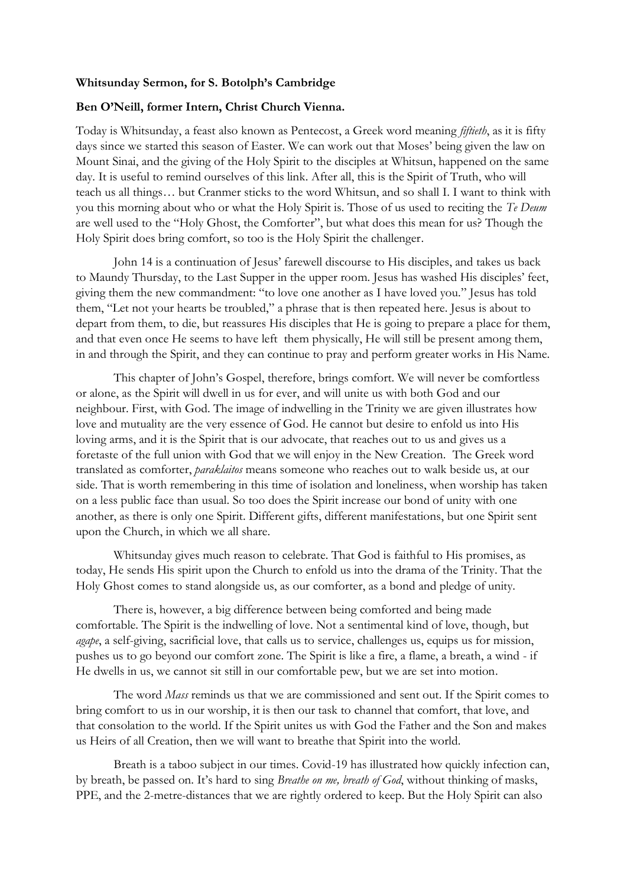**Whitsunday Sermon, for S. Botolph's Cambridge**

**Ben O'Neill, former Intern, Christ Church Vienna.**

Today is Whitsunday, a feast also known as Pentecost, a Greek word meaning *fiftieth*, as it is fifty days since we started this season of Easter. We can work out that Moses' being given the law on Mount Sinai, and the giving of the Holy Spirit to the disciples at Whitsun, happened on the same day. It is useful to remind ourselves of this link. After all, this is the Spirit of Truth, who will teach us all things… but Cranmer sticks to the word Whitsun, and so shall I. I want to think with you this morning about who or what the Holy Spirit is. Those of us used to reciting the *Te Deum* are well used to the "Holy Ghost, the Comforter", but what does this mean for us? Though the Holy Spirit does bring comfort, so too is the Holy Spirit the challenger.

John 14 is a continuation of Jesus' farewell discourse to His disciples, and takes us back to Maundy Thursday, to the Last Supper in the upper room. Jesus has washed His disciples' feet, giving them the new commandment: "to love one another as I have loved you." Jesus has told them, "Let not your hearts be troubled," a phrase that is then repeated here. Jesus is about to depart from them, to die, but reassures His disciples that He is going to prepare a place for them, and that even once He seems to have left them physically, He will still be present among them, in and through the Spirit, and they can continue to pray and perform greater works in His Name.

This chapter of John's Gospel, therefore, brings comfort. We will never be comfortless or alone, as the Spirit will dwell in us for ever, and will unite us with both God and our neighbour. First, with God. The image of indwelling in the Trinity we are given illustrates how love and mutuality are the very essence of God. He cannot but desire to enfold us into His loving arms, and it is the Spirit that is our advocate, that reaches out to us and gives us a foretaste of the full union with God that we will enjoy in the New Creation. The Greek word translated as comforter, *paraklaitos* means someone who reaches out to walk beside us, at our side. That is worth remembering in this time of isolation and loneliness, when worship has taken on a less public face than usual. So too does the Spirit increase our bond of unity with one another, as there is only one Spirit. Different gifts, different manifestations, but one Spirit sent upon the Church, in which we all share.

Whitsunday gives much reason to celebrate. That God is faithful to His promises, as today, He sends His spirit upon the Church to enfold us into the drama of the Trinity. That the Holy Ghost comes to stand alongside us, as our comforter, as a bond and pledge of unity.

There is, however, a big difference between being comforted and being made comfortable. The Spirit is the indwelling of love. Not a sentimental kind of love, though, but *agape*, a self-giving, sacrificial love, that calls us to service, challenges us, equips us for mission, pushes us to go beyond our comfort zone. The Spirit is like a fire, a flame, a breath, a wind - if He dwells in us, we cannot sit still in our comfortable pew, but we are set into motion.

The word *Mass* reminds us that we are commissioned and sent out. If the Spirit comes to bring comfort to us in our worship, it is then our task to channel that comfort, that love, and that consolation to the world. If the Spirit unites us with God the Father and the Son and makes us Heirs of all Creation, then we will want to breathe that Spirit into the world.

Breath is a taboo subject in our times. Covid-19 has illustrated how quickly infection can, by breath, be passed on. It's hard to sing *Breathe on me, breath of God*, without thinking of masks, PPE, and the 2-metre-distances that we are rightly ordered to keep. But the Holy Spirit can also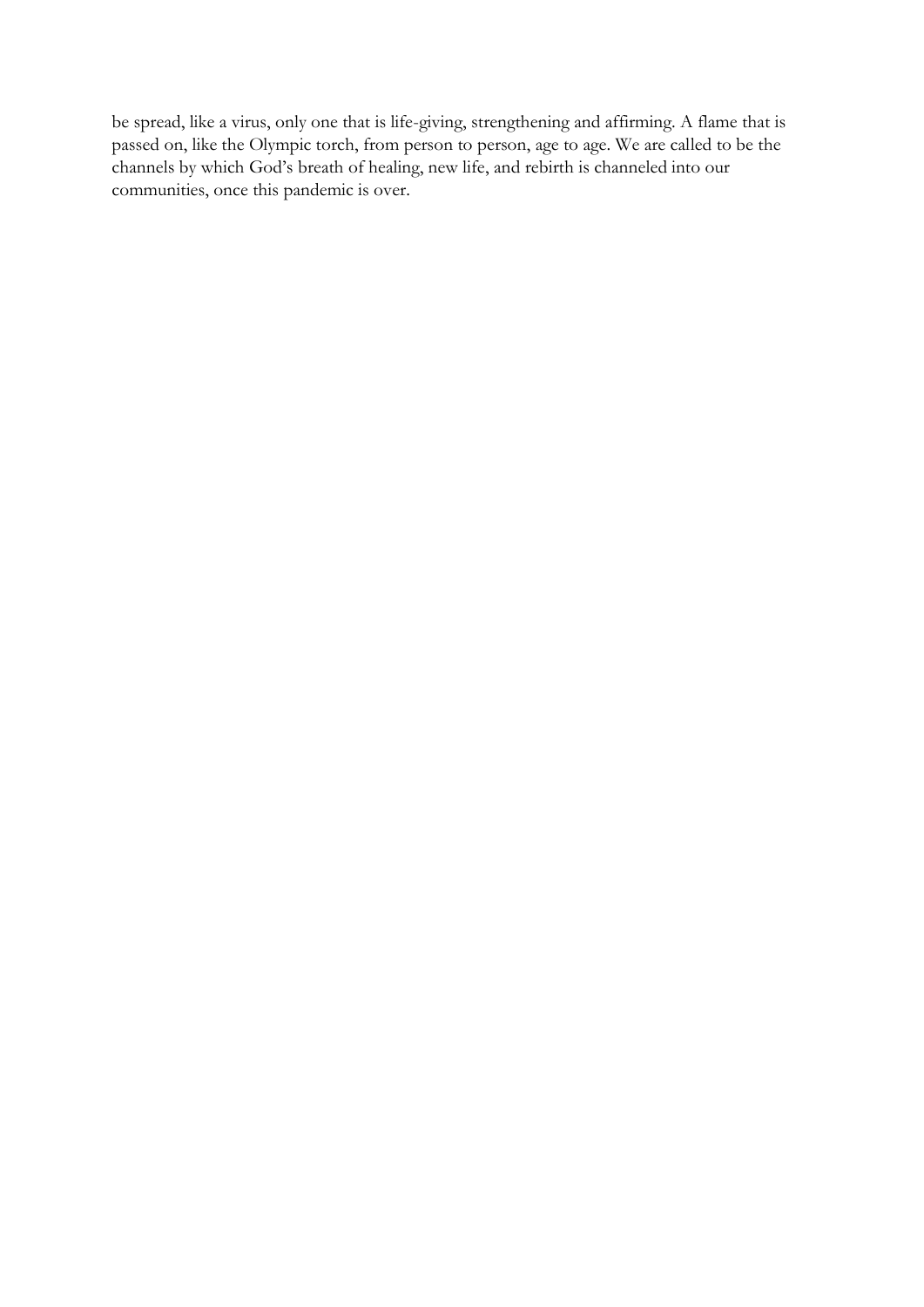be spread, like a virus, only one that is life-giving, strengthening and affirming. A flame that is passed on, like the Olympic torch, from person to person, age to age. We are called to be the channels by which God's breath of healing, new life, and rebirth is channeled into our communities, once this pandemic is over.